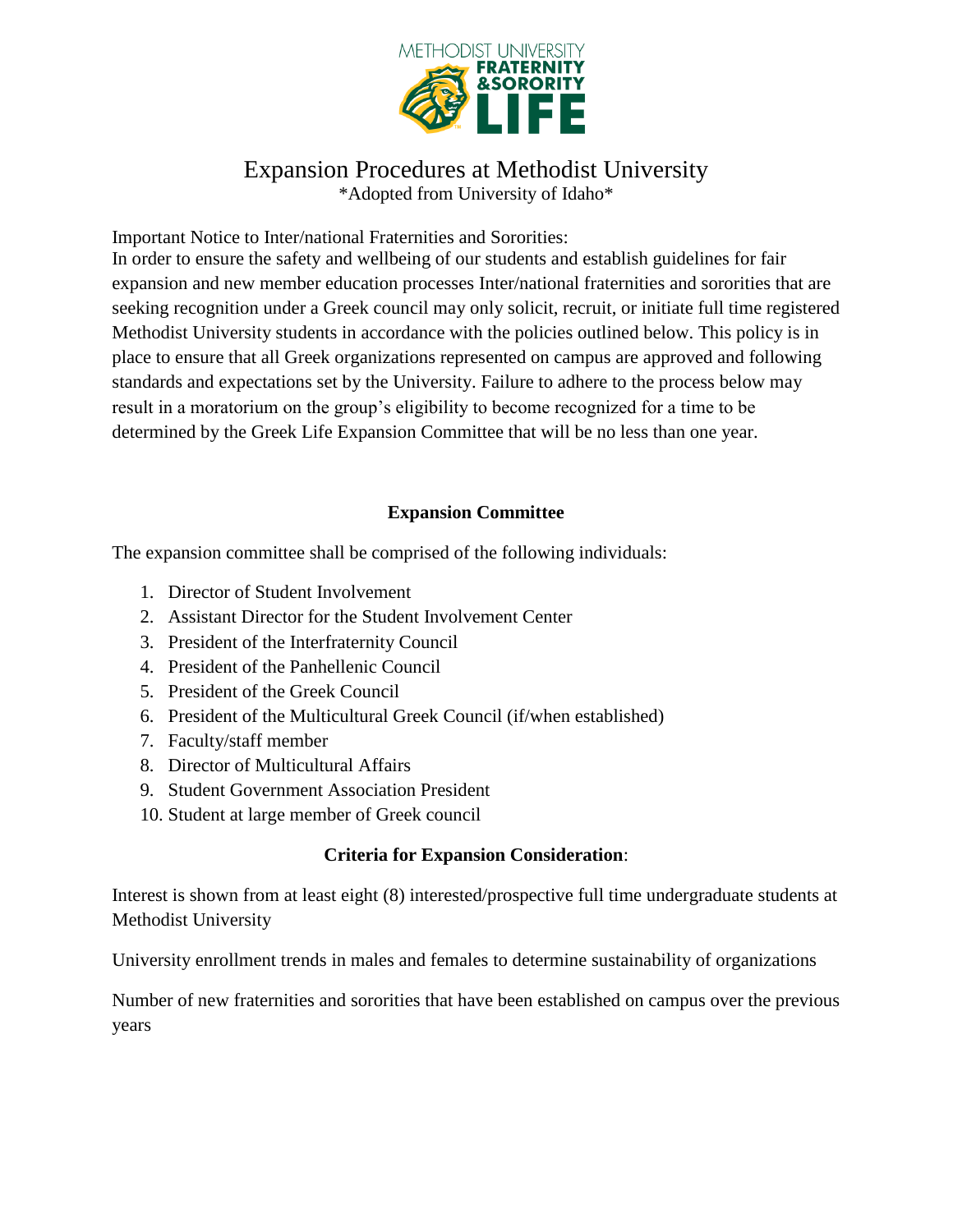# Expansion Procedures at Methodist University

*Adopted from University of Idaho*

Important Notice to Inter/national Fraternities and Sororities:

In order to ensure the safety and wellbeing of our students and establish guidelines for fair expansion and new member education processes Inter/national fraternities and sororities that are seeking recognition under a Greek council may only solicit, recruit, or initiate full time registered Methodist University students in accordance with the policies outlined below. This policy is in place to ensure that all Greek organizations represented on campus are approved and following standards and expectations set by the University. Failure to adhere to the process below may result in a moratorium on the group's eligibility to become recognized for a time to be determined by the Greek Life Expansion Committee that will be no less than one year.

## Expansion Committee

The expansion committee shall be comprised of the following individuals:

1. Director of Student Involvement
2. Assistant Director for the Student Involvement Center
3. President of the Interfraternity Council
4. President of the Panhellenic Council
5. President of the Greek Council
6. President of the Multicultural Greek Council (if/when established)
7. Faculty/staff member
8. Director of Multicultural Affairs
9. Student Government Association President
10. Student at large member of Greek council

## Criteria for Expansion Consideration:

Interest is shown from at least eight (8) interested/prospective full time undergraduate students at Methodist University

University enrollment trends in males and females to determine sustainability of organizations

Number of new fraternities and sororities that have been established on campus over the previous years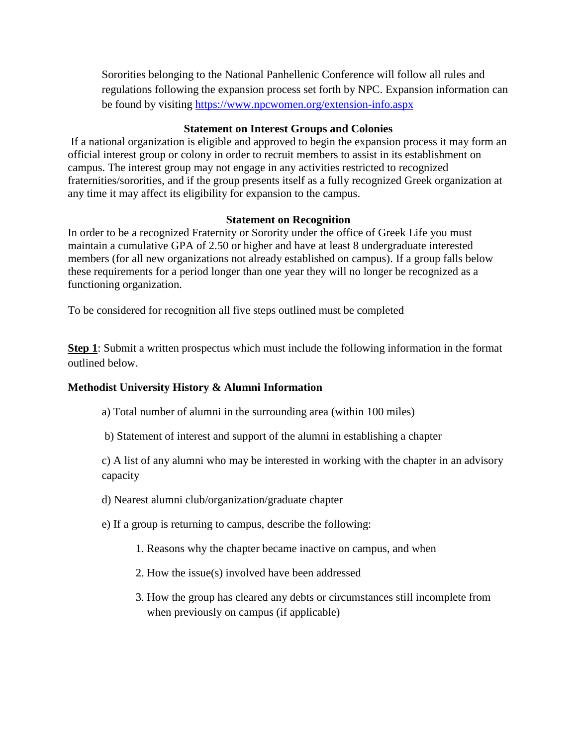Sororities belonging to the National Panhellenic Conference will follow all rules and regulations following the expansion process set forth by NPC. Expansion information can be found by visiting [https://www.npcwomen.org/extension-info.aspx](https://www.npcwomen.org/extension-info.aspx)

### Statement on Interest Groups and Colonies

If a national organization is eligible and approved to begin the expansion process it may form an official interest group or colony in order to recruit members to assist in its establishment on campus. The interest group may not engage in any activities restricted to recognized fraternities/sororities, and if the group presents itself as a fully recognized Greek organization at any time it may affect its eligibility for expansion to the campus.

### Statement on Recognition

In order to be a recognized Fraternity or Sorority under the office of Greek Life you must maintain a cumulative GPA of 2.50 or higher and have at least 8 undergraduate interested members (for all new organizations not already established on campus). If a group falls below these requirements for a period longer than one year they will no longer be recognized as a functioning organization.

To be considered for recognition all five steps outlined must be completed

**Step 1**: Submit a written prospectus which must include the following information in the format outlined below.

**Methodist University History & Alumni Information**

a) Total number of alumni in the surrounding area (within 100 miles)

b) Statement of interest and support of the alumni in establishing a chapter

c) A list of any alumni who may be interested in working with the chapter in an advisory capacity

d) Nearest alumni club/organization/graduate chapter

e) If a group is returning to campus, describe the following:

1. Reasons why the chapter became inactive on campus, and when
2. How the issue(s) involved have been addressed
3. How the group has cleared any debts or circumstances still incomplete from when previously on campus (if applicable)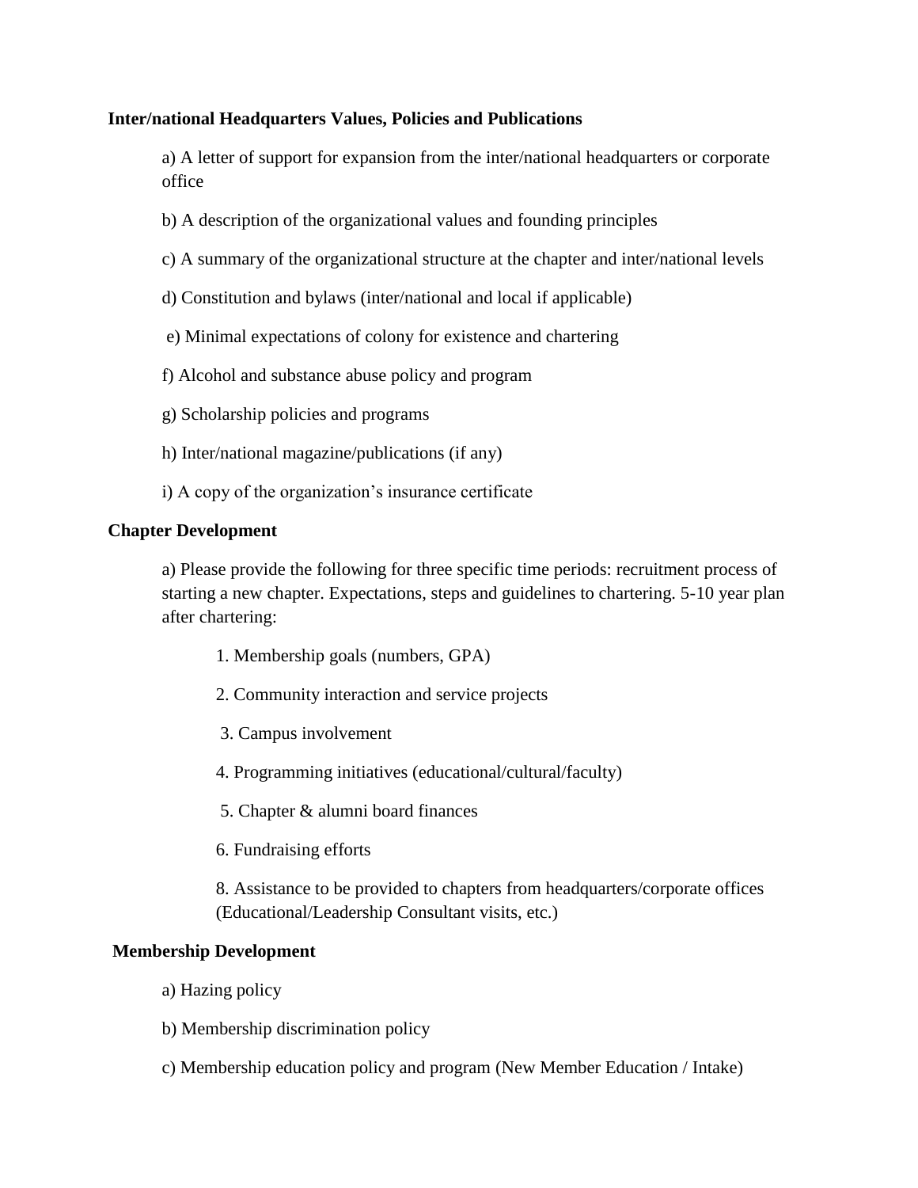**Inter/national Headquarters Values, Policies and Publications**

a) A letter of support for expansion from the inter/national headquarters or corporate office

b) A description of the organizational values and founding principles

c) A summary of the organizational structure at the chapter and inter/national levels

d) Constitution and bylaws (inter/national and local if applicable)

e) Minimal expectations of colony for existence and chartering

f) Alcohol and substance abuse policy and program

g) Scholarship policies and programs

h) Inter/national magazine/publications (if any)

i) A copy of the organization's insurance certificate

**Chapter Development**

a) Please provide the following for three specific time periods: recruitment process of starting a new chapter. Expectations, steps and guidelines to chartering. 5-10 year plan after chartering:

1. Membership goals (numbers, GPA)

2. Community interaction and service projects

3. Campus involvement

4. Programming initiatives (educational/cultural/faculty)

5. Chapter & alumni board finances

6. Fundraising efforts

8. Assistance to be provided to chapters from headquarters/corporate offices (Educational/Leadership Consultant visits, etc.)

**Membership Development**

a) Hazing policy

b) Membership discrimination policy

c) Membership education policy and program (New Member Education / Intake)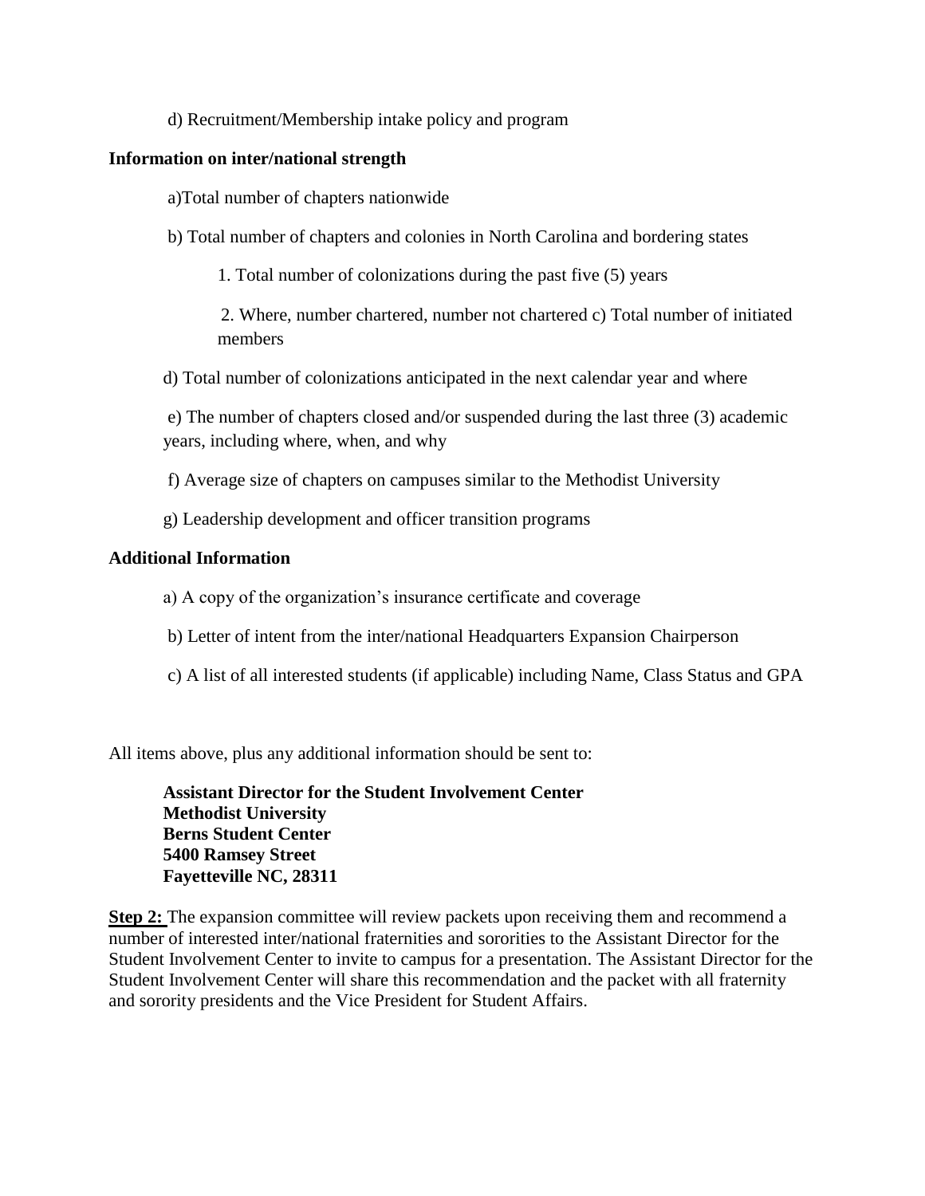d) Recruitment/Membership intake policy and program

**Information on inter/national strength**

a)Total number of chapters nationwide

b) Total number of chapters and colonies in North Carolina and bordering states

1. Total number of colonizations during the past five (5) years

2. Where, number chartered, number not chartered c) Total number of initiated members

d) Total number of colonizations anticipated in the next calendar year and where

e) The number of chapters closed and/or suspended during the last three (3) academic years, including where, when, and why

f) Average size of chapters on campuses similar to the Methodist University

g) Leadership development and officer transition programs

**Additional Information**

a) A copy of the organization's insurance certificate and coverage

b) Letter of intent from the inter/national Headquarters Expansion Chairperson

c) A list of all interested students (if applicable) including Name, Class Status and GPA

All items above, plus any additional information should be sent to:

**Assistant Director for the Student Involvement Center**
**Methodist University**
**Berns Student Center**
**5400 Ramsey Street**
**Fayetteville NC, 28311**

**Step 2:** The expansion committee will review packets upon receiving them and recommend a number of interested inter/national fraternities and sororities to the Assistant Director for the Student Involvement Center to invite to campus for a presentation. The Assistant Director for the Student Involvement Center will share this recommendation and the packet with all fraternity and sorority presidents and the Vice President for Student Affairs.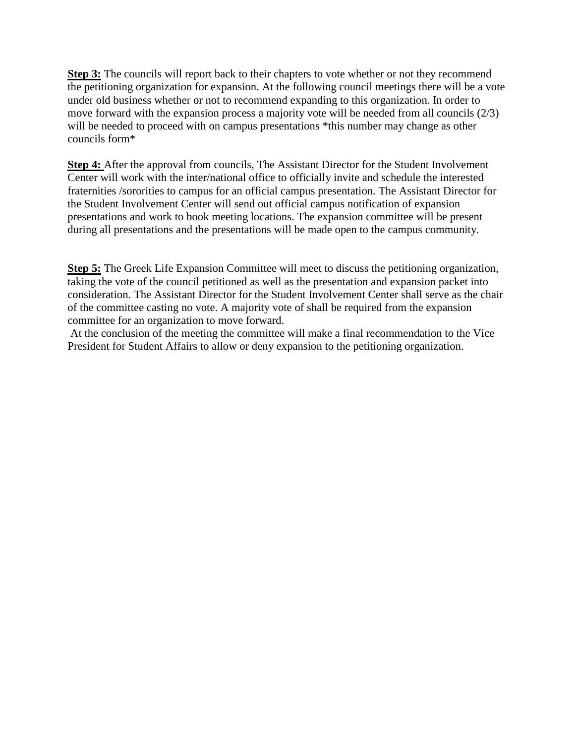**Step 3:** The councils will report back to their chapters to vote whether or not they recommend the petitioning organization for expansion. At the following council meetings there will be a vote under old business whether or not to recommend expanding to this organization. In order to move forward with the expansion process a majority vote will be needed from all councils (2/3) will be needed to proceed with on campus presentations *this number may change as other councils form*

**Step 4:** After the approval from councils, The Assistant Director for the Student Involvement Center will work with the inter/national office to officially invite and schedule the interested fraternities /sororities to campus for an official campus presentation. The Assistant Director for the Student Involvement Center will send out official campus notification of expansion presentations and work to book meeting locations. The expansion committee will be present during all presentations and the presentations will be made open to the campus community.

**Step 5:** The Greek Life Expansion Committee will meet to discuss the petitioning organization, taking the vote of the council petitioned as well as the presentation and expansion packet into consideration. The Assistant Director for the Student Involvement Center shall serve as the chair of the committee casting no vote. A majority vote of shall be required from the expansion committee for an organization to move forward.

At the conclusion of the meeting the committee will make a final recommendation to the Vice President for Student Affairs to allow or deny expansion to the petitioning organization.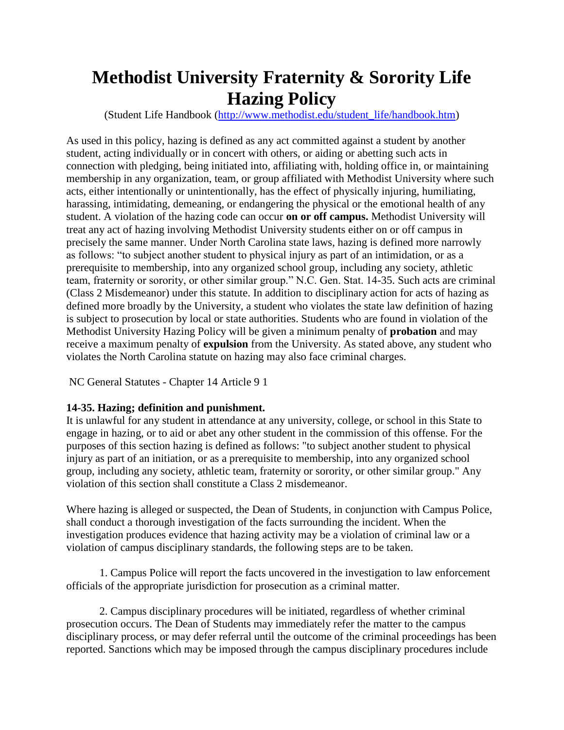# Methodist University Fraternity & Sorority Life Hazing Policy

(Student Life Handbook (http://www.methodist.edu/student_life/handbook.htm)

As used in this policy, hazing is defined as any act committed against a student by another student, acting individually or in concert with others, or aiding or abetting such acts in connection with pledging, being initiated into, affiliating with, holding office in, or maintaining membership in any organization, team, or group affiliated with Methodist University where such acts, either intentionally or unintentionally, has the effect of physically injuring, humiliating, harassing, intimidating, demeaning, or endangering the physical or the emotional health of any student. A violation of the hazing code can occur **on or off campus.** Methodist University will treat any act of hazing involving Methodist University students either on or off campus in precisely the same manner. Under North Carolina state laws, hazing is defined more narrowly as follows: "to subject another student to physical injury as part of an intimidation, or as a prerequisite to membership, into any organized school group, including any society, athletic team, fraternity or sorority, or other similar group." N.C. Gen. Stat. 14-35. Such acts are criminal (Class 2 Misdemeanor) under this statute. In addition to disciplinary action for acts of hazing as defined more broadly by the University, a student who violates the state law definition of hazing is subject to prosecution by local or state authorities. Students who are found in violation of the Methodist University Hazing Policy will be given a minimum penalty of **probation** and may receive a maximum penalty of **expulsion** from the University. As stated above, any student who violates the North Carolina statute on hazing may also face criminal charges.

NC General Statutes - Chapter 14 Article 9 1

**14-35. Hazing; definition and punishment.**
It is unlawful for any student in attendance at any university, college, or school in this State to engage in hazing, or to aid or abet any other student in the commission of this offense. For the purposes of this section hazing is defined as follows: "to subject another student to physical injury as part of an initiation, or as a prerequisite to membership, into any organized school group, including any society, athletic team, fraternity or sorority, or other similar group." Any violation of this section shall constitute a Class 2 misdemeanor.

Where hazing is alleged or suspected, the Dean of Students, in conjunction with Campus Police, shall conduct a thorough investigation of the facts surrounding the incident. When the investigation produces evidence that hazing activity may be a violation of criminal law or a violation of campus disciplinary standards, the following steps are to be taken.

1. Campus Police will report the facts uncovered in the investigation to law enforcement officials of the appropriate jurisdiction for prosecution as a criminal matter.

2. Campus disciplinary procedures will be initiated, regardless of whether criminal prosecution occurs. The Dean of Students may immediately refer the matter to the campus disciplinary process, or may defer referral until the outcome of the criminal proceedings has been reported. Sanctions which may be imposed through the campus disciplinary procedures include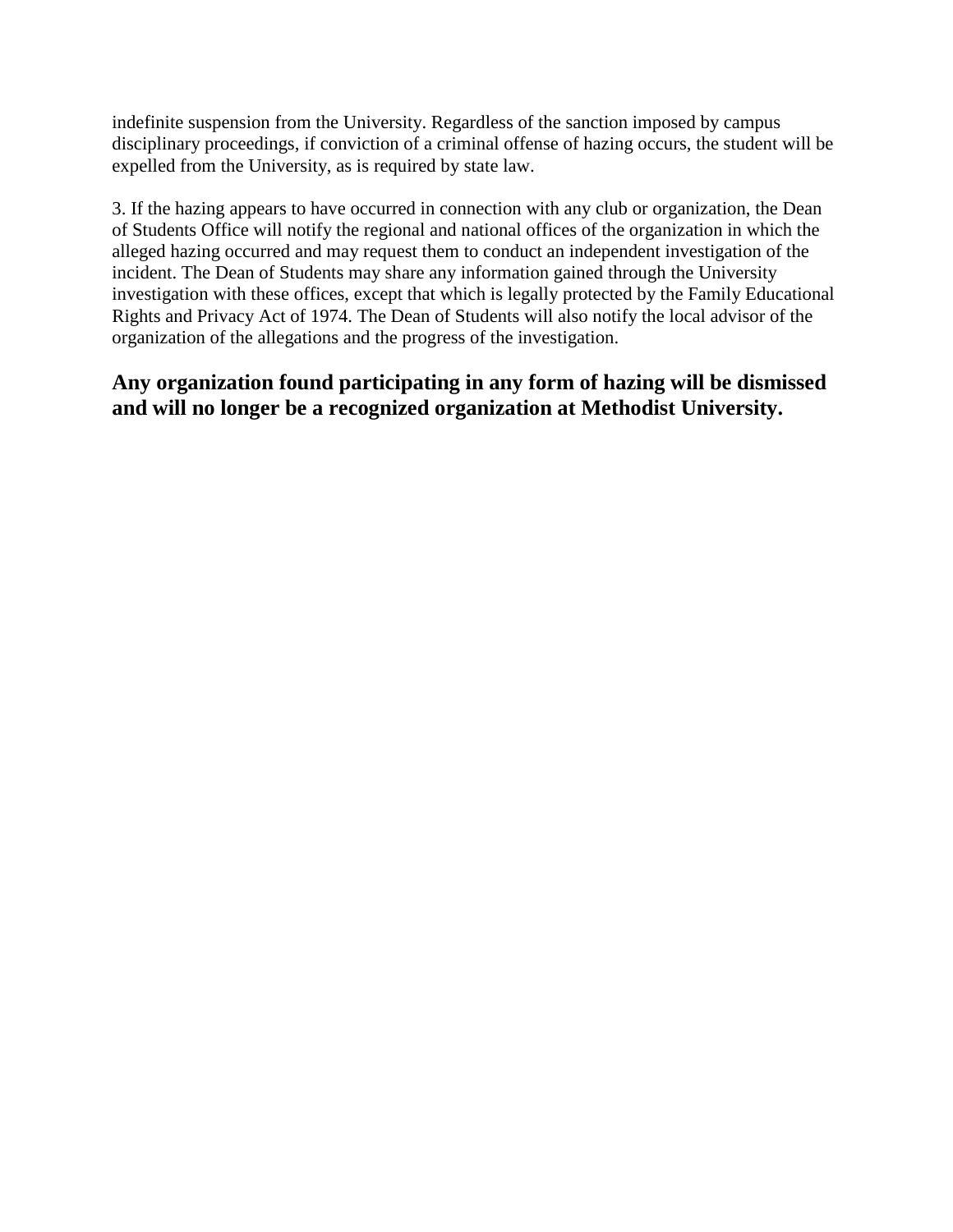indefinite suspension from the University. Regardless of the sanction imposed by campus disciplinary proceedings, if conviction of a criminal offense of hazing occurs, the student will be expelled from the University, as is required by state law.

3. If the hazing appears to have occurred in connection with any club or organization, the Dean of Students Office will notify the regional and national offices of the organization in which the alleged hazing occurred and may request them to conduct an independent investigation of the incident. The Dean of Students may share any information gained through the University investigation with these offices, except that which is legally protected by the Family Educational Rights and Privacy Act of 1974. The Dean of Students will also notify the local advisor of the organization of the allegations and the progress of the investigation.

**Any organization found participating in any form of hazing will be dismissed and will no longer be a recognized organization at Methodist University.**